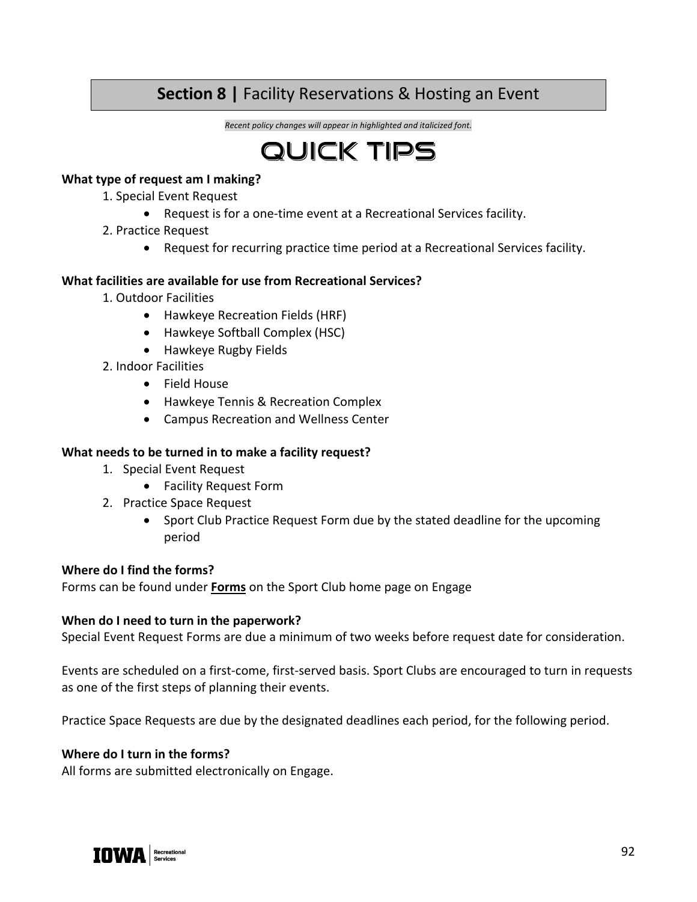# **Section 8 |** Facility Reservations & Hosting an Event

*Recent policy changes will appear in highlighted and italicized font.*

## QUICK TIPS

**What type of request am I making?**

1. Special Event Request
   - Request is for a one-time event at a Recreational Services facility.
2. Practice Request
   - Request for recurring practice time period at a Recreational Services facility.

**What facilities are available for use from Recreational Services?**

1. Outdoor Facilities
   - Hawkeye Recreation Fields (HRF)
   - Hawkeye Softball Complex (HSC)
   - Hawkeye Rugby Fields
2. Indoor Facilities
   - Field House
   - Hawkeye Tennis & Recreation Complex
   - Campus Recreation and Wellness Center

**What needs to be turned in to make a facility request?**

1. Special Event Request
   - Facility Request Form
2. Practice Space Request
   - Sport Club Practice Request Form due by the stated deadline for the upcoming period

**Where do I find the forms?**

Forms can be found under **Forms** on the Sport Club home page on Engage

**When do I need to turn in the paperwork?**

Special Event Request Forms are due a minimum of two weeks before request date for consideration.

Events are scheduled on a first-come, first-served basis. Sport Clubs are encouraged to turn in requests as one of the first steps of planning their events.

Practice Space Requests are due by the designated deadlines each period, for the following period.

**Where do I turn in the forms?**

All forms are submitted electronically on Engage.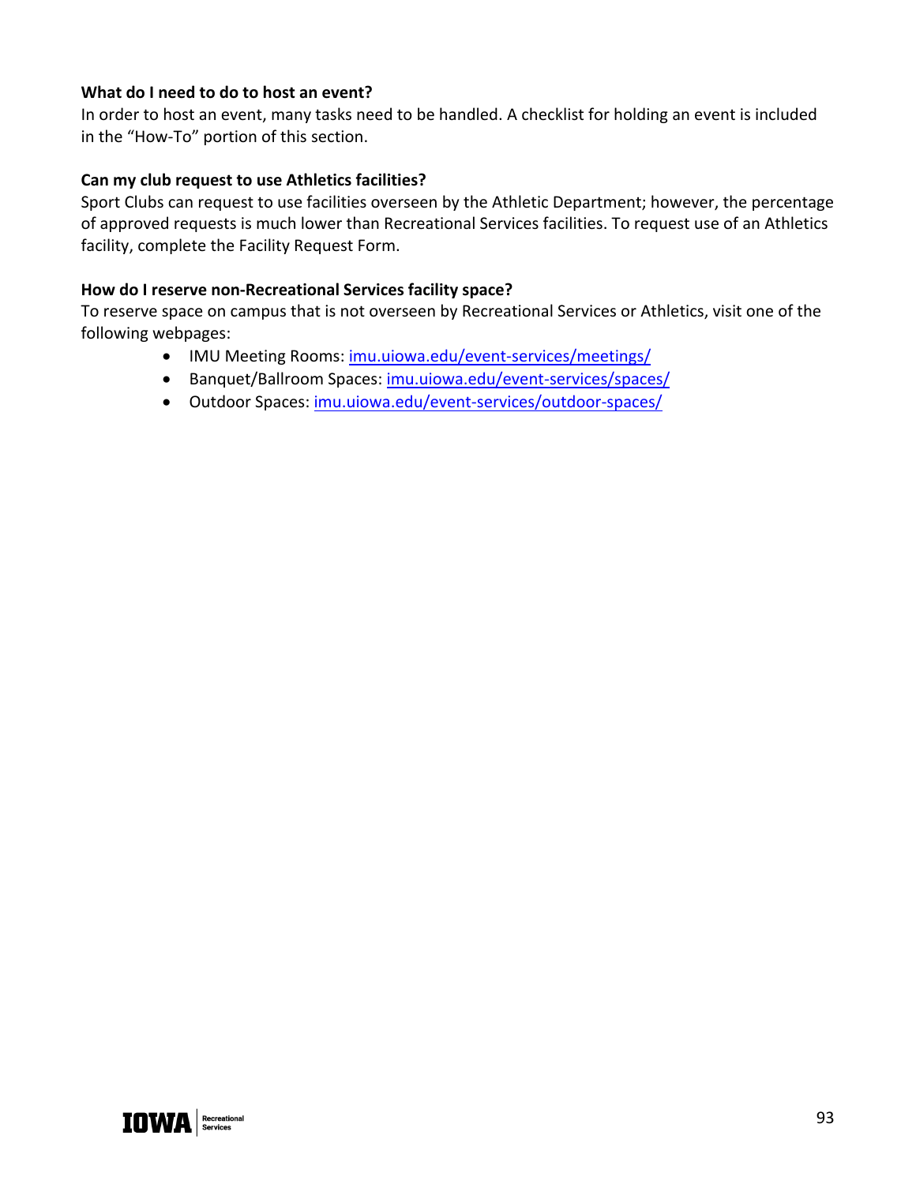**What do I need to do to host an event?**
In order to host an event, many tasks need to be handled. A checklist for holding an event is included in the "How-To" portion of this section.

**Can my club request to use Athletics facilities?**
Sport Clubs can request to use facilities overseen by the Athletic Department; however, the percentage of approved requests is much lower than Recreational Services facilities. To request use of an Athletics facility, complete the Facility Request Form.

**How do I reserve non-Recreational Services facility space?**
To reserve space on campus that is not overseen by Recreational Services or Athletics, visit one of the following webpages:

- IMU Meeting Rooms: imu.uiowa.edu/event-services/meetings/
- Banquet/Ballroom Spaces: imu.uiowa.edu/event-services/spaces/
- Outdoor Spaces: imu.uiowa.edu/event-services/outdoor-spaces/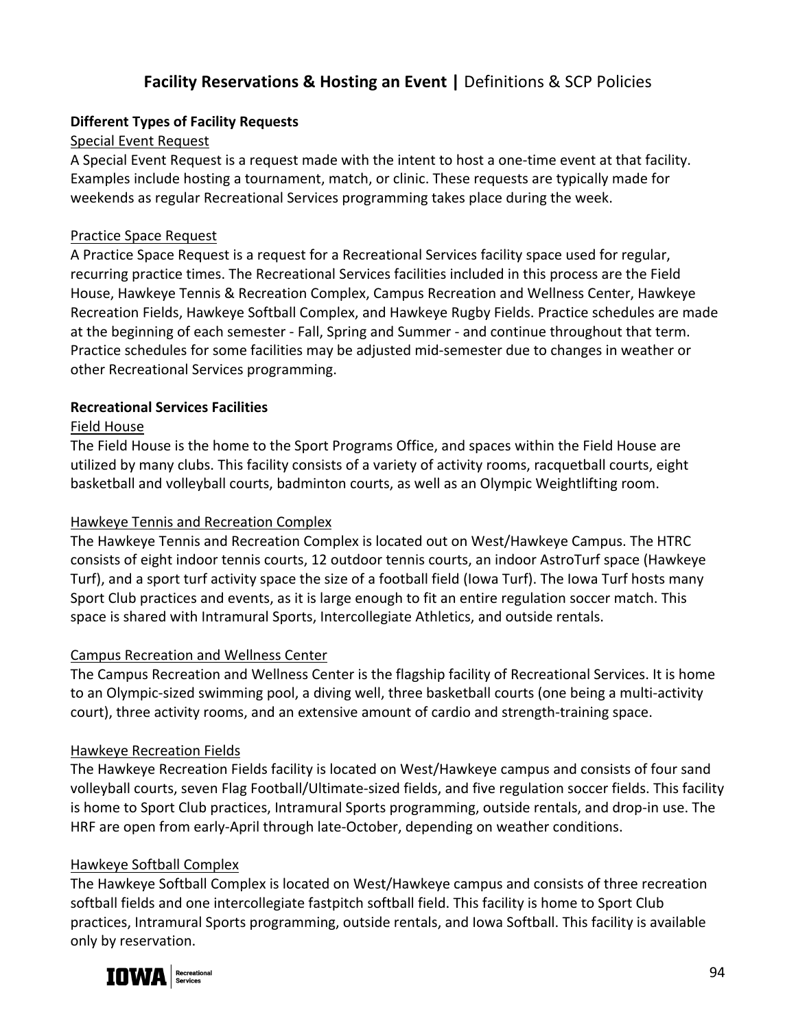# **Facility Reservations & Hosting an Event |** Definitions & SCP Policies

**Different Types of Facility Requests**

Special Event Request

A Special Event Request is a request made with the intent to host a one-time event at that facility. Examples include hosting a tournament, match, or clinic. These requests are typically made for weekends as regular Recreational Services programming takes place during the week.

Practice Space Request

A Practice Space Request is a request for a Recreational Services facility space used for regular, recurring practice times. The Recreational Services facilities included in this process are the Field House, Hawkeye Tennis & Recreation Complex, Campus Recreation and Wellness Center, Hawkeye Recreation Fields, Hawkeye Softball Complex, and Hawkeye Rugby Fields. Practice schedules are made at the beginning of each semester - Fall, Spring and Summer - and continue throughout that term. Practice schedules for some facilities may be adjusted mid-semester due to changes in weather or other Recreational Services programming.

**Recreational Services Facilities**

Field House

The Field House is the home to the Sport Programs Office, and spaces within the Field House are utilized by many clubs. This facility consists of a variety of activity rooms, racquetball courts, eight basketball and volleyball courts, badminton courts, as well as an Olympic Weightlifting room.

Hawkeye Tennis and Recreation Complex

The Hawkeye Tennis and Recreation Complex is located out on West/Hawkeye Campus. The HTRC consists of eight indoor tennis courts, 12 outdoor tennis courts, an indoor AstroTurf space (Hawkeye Turf), and a sport turf activity space the size of a football field (Iowa Turf). The Iowa Turf hosts many Sport Club practices and events, as it is large enough to fit an entire regulation soccer match. This space is shared with Intramural Sports, Intercollegiate Athletics, and outside rentals.

Campus Recreation and Wellness Center

The Campus Recreation and Wellness Center is the flagship facility of Recreational Services. It is home to an Olympic-sized swimming pool, a diving well, three basketball courts (one being a multi-activity court), three activity rooms, and an extensive amount of cardio and strength-training space.

Hawkeye Recreation Fields

The Hawkeye Recreation Fields facility is located on West/Hawkeye campus and consists of four sand volleyball courts, seven Flag Football/Ultimate-sized fields, and five regulation soccer fields. This facility is home to Sport Club practices, Intramural Sports programming, outside rentals, and drop-in use. The HRF are open from early-April through late-October, depending on weather conditions.

Hawkeye Softball Complex

The Hawkeye Softball Complex is located on West/Hawkeye campus and consists of three recreation softball fields and one intercollegiate fastpitch softball field. This facility is home to Sport Club practices, Intramural Sports programming, outside rentals, and Iowa Softball. This facility is available only by reservation.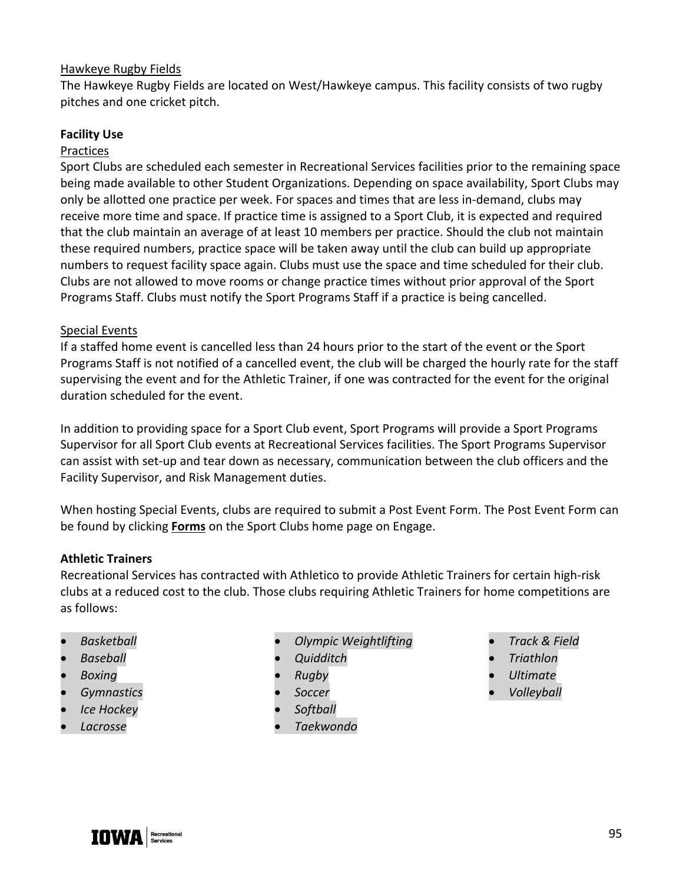Hawkeye Rugby Fields

The Hawkeye Rugby Fields are located on West/Hawkeye campus. This facility consists of two rugby pitches and one cricket pitch.

**Facility Use**

Practices

Sport Clubs are scheduled each semester in Recreational Services facilities prior to the remaining space being made available to other Student Organizations. Depending on space availability, Sport Clubs may only be allotted one practice per week. For spaces and times that are less in-demand, clubs may receive more time and space. If practice time is assigned to a Sport Club, it is expected and required that the club maintain an average of at least 10 members per practice. Should the club not maintain these required numbers, practice space will be taken away until the club can build up appropriate numbers to request facility space again. Clubs must use the space and time scheduled for their club. Clubs are not allowed to move rooms or change practice times without prior approval of the Sport Programs Staff. Clubs must notify the Sport Programs Staff if a practice is being cancelled.

Special Events

If a staffed home event is cancelled less than 24 hours prior to the start of the event or the Sport Programs Staff is not notified of a cancelled event, the club will be charged the hourly rate for the staff supervising the event and for the Athletic Trainer, if one was contracted for the event for the original duration scheduled for the event.

In addition to providing space for a Sport Club event, Sport Programs will provide a Sport Programs Supervisor for all Sport Club events at Recreational Services facilities. The Sport Programs Supervisor can assist with set-up and tear down as necessary, communication between the club officers and the Facility Supervisor, and Risk Management duties.

When hosting Special Events, clubs are required to submit a Post Event Form. The Post Event Form can be found by clicking **Forms** on the Sport Clubs home page on Engage.

**Athletic Trainers**

Recreational Services has contracted with Athletico to provide Athletic Trainers for certain high-risk clubs at a reduced cost to the club. Those clubs requiring Athletic Trainers for home competitions are as follows:

- *Basketball*
- *Baseball*
- *Boxing*
- *Gymnastics*
- *Ice Hockey*
- *Lacrosse*
- *Olympic Weightlifting*
- *Quidditch*
- *Rugby*
- *Soccer*
- *Softball*
- *Taekwondo*
- *Track & Field*
- *Triathlon*
- *Ultimate*
- *Volleyball*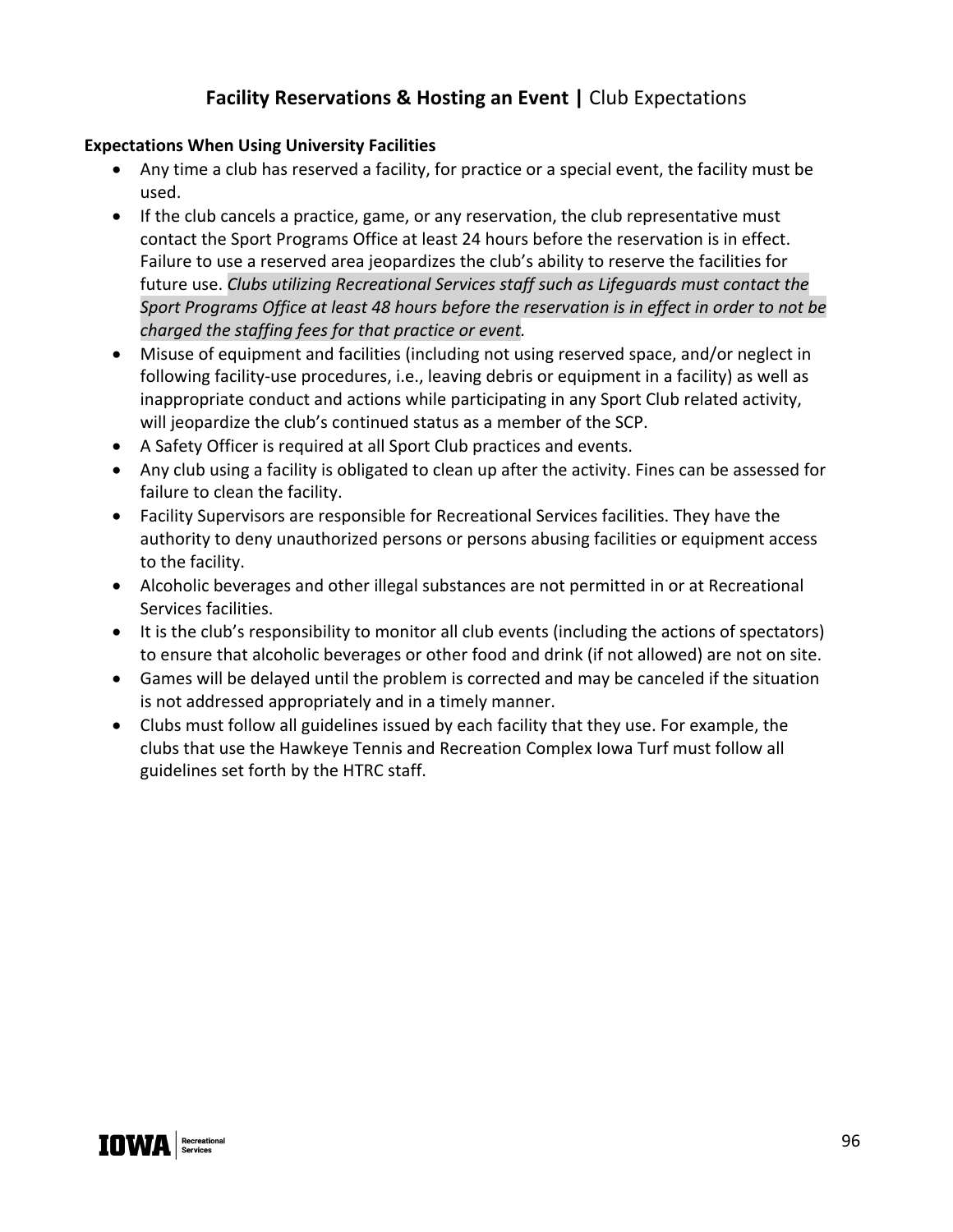## **Facility Reservations & Hosting an Event |** Club Expectations

**Expectations When Using University Facilities**

- Any time a club has reserved a facility, for practice or a special event, the facility must be used.
- If the club cancels a practice, game, or any reservation, the club representative must contact the Sport Programs Office at least 24 hours before the reservation is in effect. Failure to use a reserved area jeopardizes the club's ability to reserve the facilities for future use. *Clubs utilizing Recreational Services staff such as Lifeguards must contact the Sport Programs Office at least 48 hours before the reservation is in effect in order to not be charged the staffing fees for that practice or event.*
- Misuse of equipment and facilities (including not using reserved space, and/or neglect in following facility-use procedures, i.e., leaving debris or equipment in a facility) as well as inappropriate conduct and actions while participating in any Sport Club related activity, will jeopardize the club's continued status as a member of the SCP.
- A Safety Officer is required at all Sport Club practices and events.
- Any club using a facility is obligated to clean up after the activity. Fines can be assessed for failure to clean the facility.
- Facility Supervisors are responsible for Recreational Services facilities. They have the authority to deny unauthorized persons or persons abusing facilities or equipment access to the facility.
- Alcoholic beverages and other illegal substances are not permitted in or at Recreational Services facilities.
- It is the club's responsibility to monitor all club events (including the actions of spectators) to ensure that alcoholic beverages or other food and drink (if not allowed) are not on site.
- Games will be delayed until the problem is corrected and may be canceled if the situation is not addressed appropriately and in a timely manner.
- Clubs must follow all guidelines issued by each facility that they use. For example, the clubs that use the Hawkeye Tennis and Recreation Complex Iowa Turf must follow all guidelines set forth by the HTRC staff.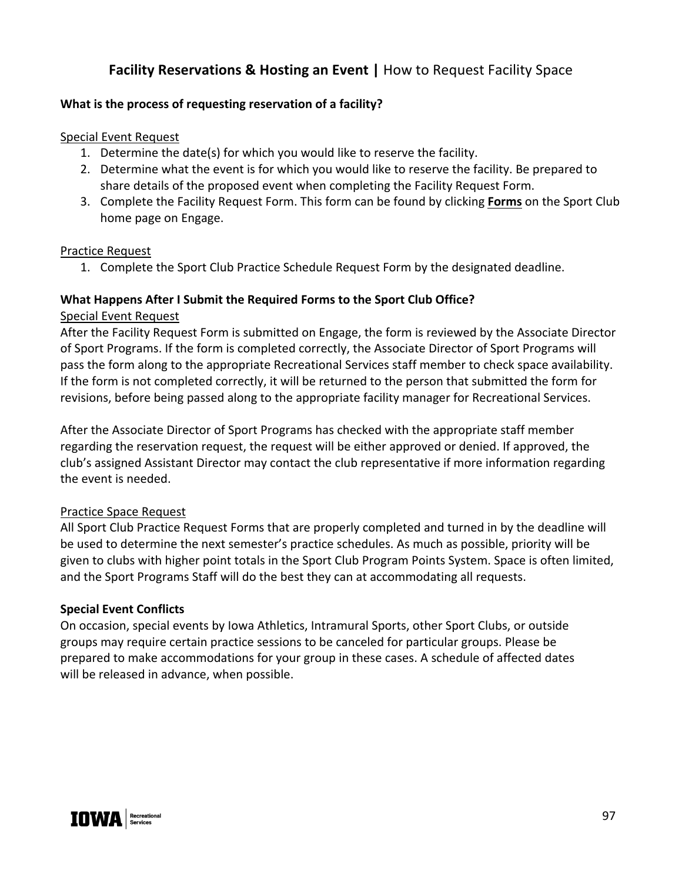## **Facility Reservations & Hosting an Event |** How to Request Facility Space

**What is the process of requesting reservation of a facility?**

Special Event Request

1. Determine the date(s) for which you would like to reserve the facility.
2. Determine what the event is for which you would like to reserve the facility. Be prepared to share details of the proposed event when completing the Facility Request Form.
3. Complete the Facility Request Form. This form can be found by clicking **Forms** on the Sport Club home page on Engage.

Practice Request

1. Complete the Sport Club Practice Schedule Request Form by the designated deadline.

**What Happens After I Submit the Required Forms to the Sport Club Office?**

Special Event Request

After the Facility Request Form is submitted on Engage, the form is reviewed by the Associate Director of Sport Programs. If the form is completed correctly, the Associate Director of Sport Programs will pass the form along to the appropriate Recreational Services staff member to check space availability. If the form is not completed correctly, it will be returned to the person that submitted the form for revisions, before being passed along to the appropriate facility manager for Recreational Services.

After the Associate Director of Sport Programs has checked with the appropriate staff member regarding the reservation request, the request will be either approved or denied. If approved, the club's assigned Assistant Director may contact the club representative if more information regarding the event is needed.

Practice Space Request

All Sport Club Practice Request Forms that are properly completed and turned in by the deadline will be used to determine the next semester's practice schedules. As much as possible, priority will be given to clubs with higher point totals in the Sport Club Program Points System. Space is often limited, and the Sport Programs Staff will do the best they can at accommodating all requests.

**Special Event Conflicts**

On occasion, special events by Iowa Athletics, Intramural Sports, other Sport Clubs, or outside groups may require certain practice sessions to be canceled for particular groups. Please be prepared to make accommodations for your group in these cases. A schedule of affected dates will be released in advance, when possible.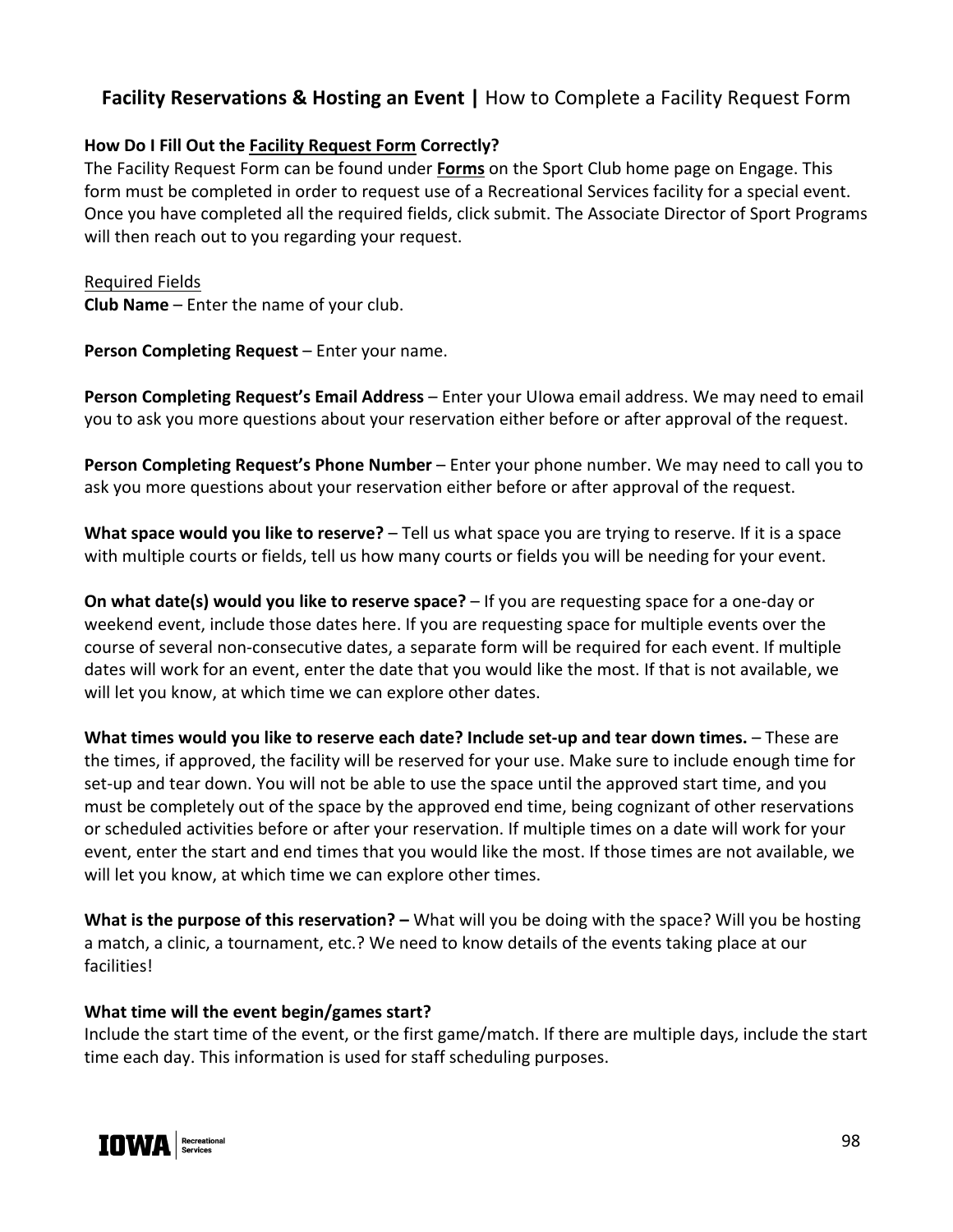## **Facility Reservations & Hosting an Event |** How to Complete a Facility Request Form

**How Do I Fill Out the Facility Request Form Correctly?**
The Facility Request Form can be found under **Forms** on the Sport Club home page on Engage. This form must be completed in order to request use of a Recreational Services facility for a special event. Once you have completed all the required fields, click submit. The Associate Director of Sport Programs will then reach out to you regarding your request.

Required Fields

**Club Name** – Enter the name of your club.

**Person Completing Request** – Enter your name.

**Person Completing Request's Email Address** – Enter your UIowa email address. We may need to email you to ask you more questions about your reservation either before or after approval of the request.

**Person Completing Request's Phone Number** – Enter your phone number. We may need to call you to ask you more questions about your reservation either before or after approval of the request.

**What space would you like to reserve?** – Tell us what space you are trying to reserve. If it is a space with multiple courts or fields, tell us how many courts or fields you will be needing for your event.

**On what date(s) would you like to reserve space?** – If you are requesting space for a one-day or weekend event, include those dates here. If you are requesting space for multiple events over the course of several non-consecutive dates, a separate form will be required for each event. If multiple dates will work for an event, enter the date that you would like the most. If that is not available, we will let you know, at which time we can explore other dates.

**What times would you like to reserve each date? Include set-up and tear down times.** – These are the times, if approved, the facility will be reserved for your use. Make sure to include enough time for set-up and tear down. You will not be able to use the space until the approved start time, and you must be completely out of the space by the approved end time, being cognizant of other reservations or scheduled activities before or after your reservation. If multiple times on a date will work for your event, enter the start and end times that you would like the most. If those times are not available, we will let you know, at which time we can explore other times.

**What is the purpose of this reservation? –** What will you be doing with the space? Will you be hosting a match, a clinic, a tournament, etc.? We need to know details of the events taking place at our facilities!

**What time will the event begin/games start?**
Include the start time of the event, or the first game/match. If there are multiple days, include the start time each day. This information is used for staff scheduling purposes.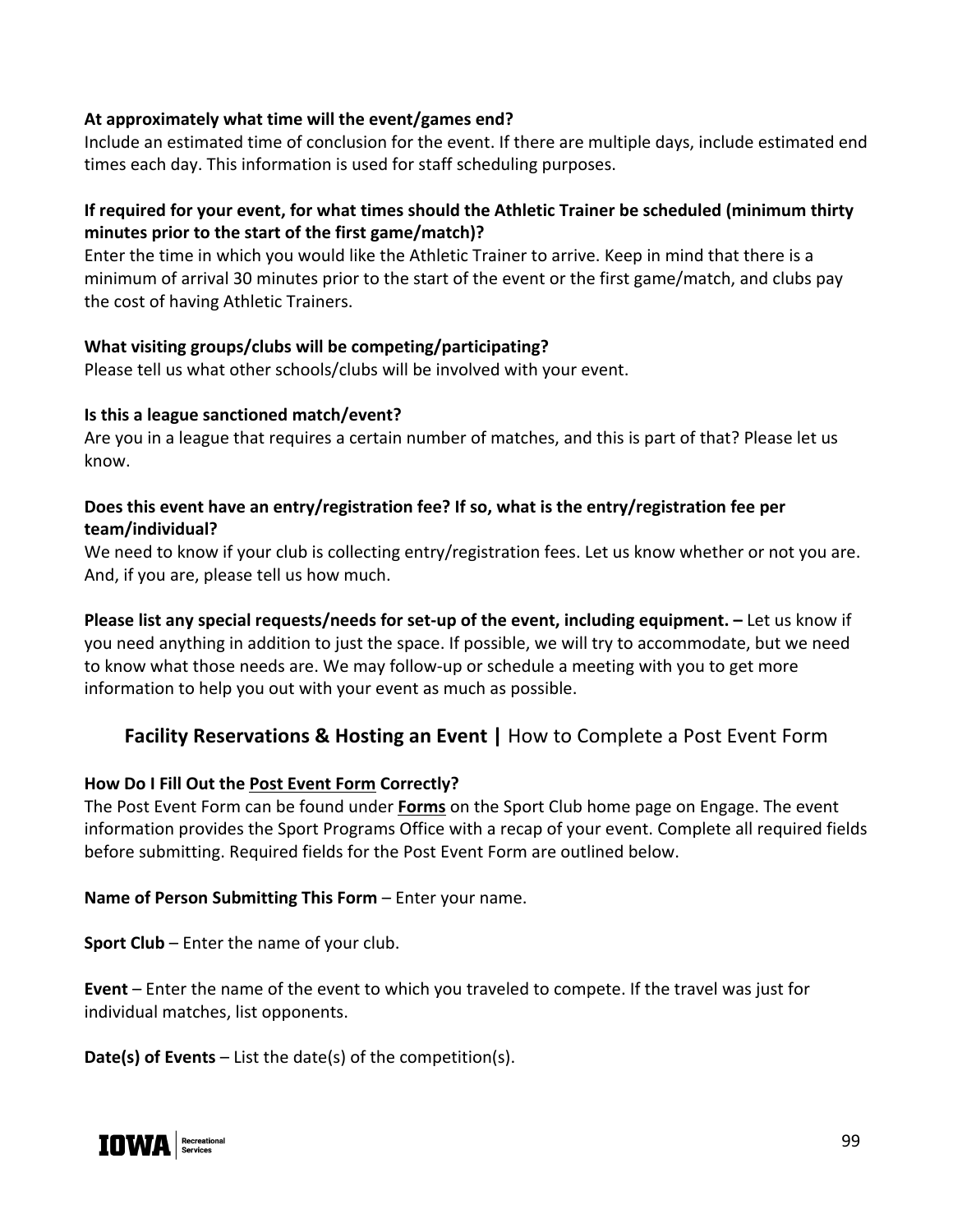**At approximately what time will the event/games end?**
Include an estimated time of conclusion for the event. If there are multiple days, include estimated end times each day. This information is used for staff scheduling purposes.

**If required for your event, for what times should the Athletic Trainer be scheduled (minimum thirty minutes prior to the start of the first game/match)?**
Enter the time in which you would like the Athletic Trainer to arrive. Keep in mind that there is a minimum of arrival 30 minutes prior to the start of the event or the first game/match, and clubs pay the cost of having Athletic Trainers.

**What visiting groups/clubs will be competing/participating?**
Please tell us what other schools/clubs will be involved with your event.

**Is this a league sanctioned match/event?**
Are you in a league that requires a certain number of matches, and this is part of that? Please let us know.

**Does this event have an entry/registration fee? If so, what is the entry/registration fee per team/individual?**
We need to know if your club is collecting entry/registration fees. Let us know whether or not you are. And, if you are, please tell us how much.

**Please list any special requests/needs for set-up of the event, including equipment. –** Let us know if you need anything in addition to just the space. If possible, we will try to accommodate, but we need to know what those needs are. We may follow-up or schedule a meeting with you to get more information to help you out with your event as much as possible.

## **Facility Reservations & Hosting an Event |** How to Complete a Post Event Form

**How Do I Fill Out the Post Event Form Correctly?**
The Post Event Form can be found under **Forms** on the Sport Club home page on Engage. The event information provides the Sport Programs Office with a recap of your event. Complete all required fields before submitting. Required fields for the Post Event Form are outlined below.

**Name of Person Submitting This Form** – Enter your name.

**Sport Club** – Enter the name of your club.

**Event** – Enter the name of the event to which you traveled to compete. If the travel was just for individual matches, list opponents.

**Date(s) of Events** – List the date(s) of the competition(s).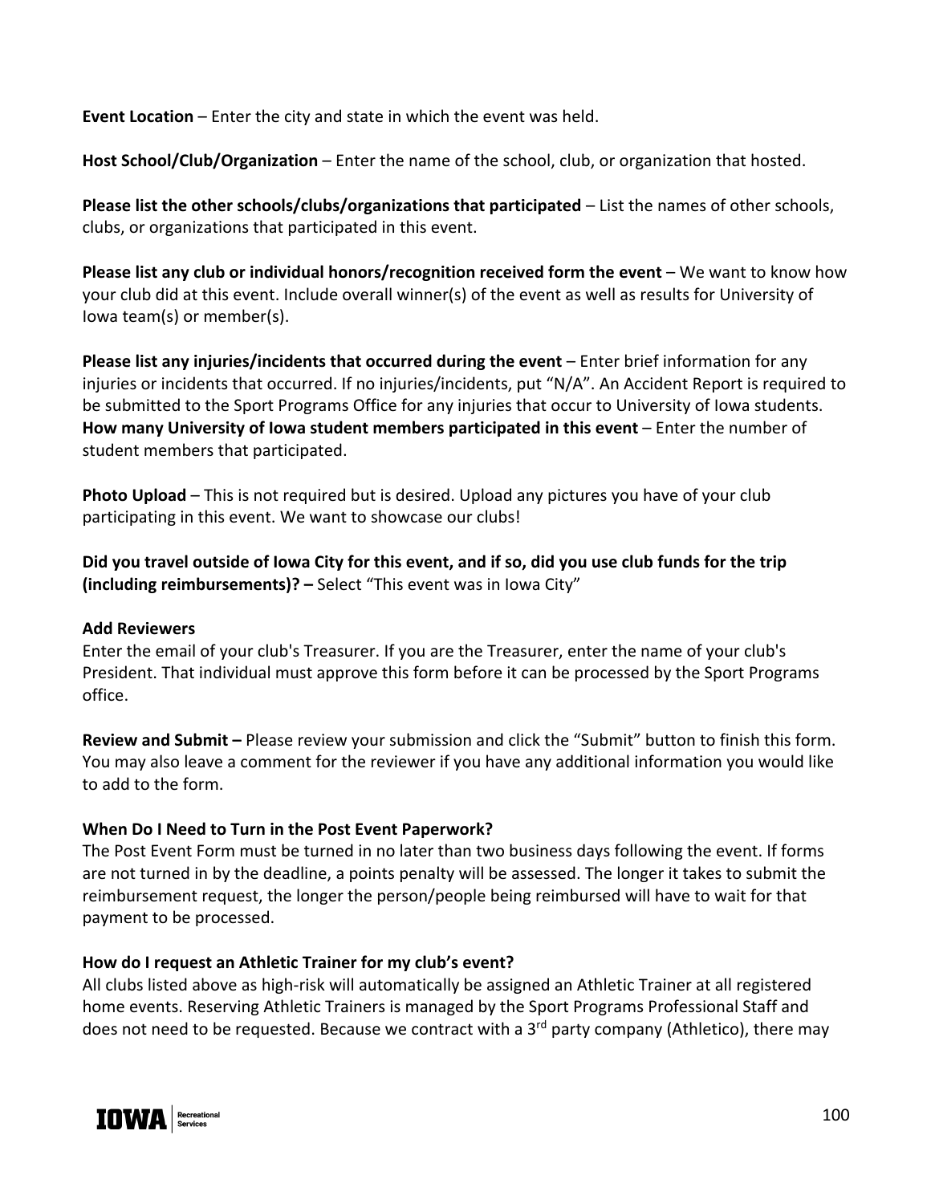**Event Location** – Enter the city and state in which the event was held.

**Host School/Club/Organization** – Enter the name of the school, club, or organization that hosted.

**Please list the other schools/clubs/organizations that participated** – List the names of other schools, clubs, or organizations that participated in this event.

**Please list any club or individual honors/recognition received form the event** – We want to know how your club did at this event. Include overall winner(s) of the event as well as results for University of Iowa team(s) or member(s).

**Please list any injuries/incidents that occurred during the event** – Enter brief information for any injuries or incidents that occurred. If no injuries/incidents, put "N/A". An Accident Report is required to be submitted to the Sport Programs Office for any injuries that occur to University of Iowa students.
**How many University of Iowa student members participated in this event** – Enter the number of student members that participated.

**Photo Upload** – This is not required but is desired. Upload any pictures you have of your club participating in this event. We want to showcase our clubs!

**Did you travel outside of Iowa City for this event, and if so, did you use club funds for the trip (including reimbursements)? –** Select "This event was in Iowa City"

**Add Reviewers**
Enter the email of your club's Treasurer. If you are the Treasurer, enter the name of your club's President. That individual must approve this form before it can be processed by the Sport Programs office.

**Review and Submit –** Please review your submission and click the "Submit" button to finish this form. You may also leave a comment for the reviewer if you have any additional information you would like to add to the form.

**When Do I Need to Turn in the Post Event Paperwork?**
The Post Event Form must be turned in no later than two business days following the event. If forms are not turned in by the deadline, a points penalty will be assessed. The longer it takes to submit the reimbursement request, the longer the person/people being reimbursed will have to wait for that payment to be processed.

**How do I request an Athletic Trainer for my club's event?**
All clubs listed above as high-risk will automatically be assigned an Athletic Trainer at all registered home events. Reserving Athletic Trainers is managed by the Sport Programs Professional Staff and does not need to be requested. Because we contract with a 3rd party company (Athletico), there may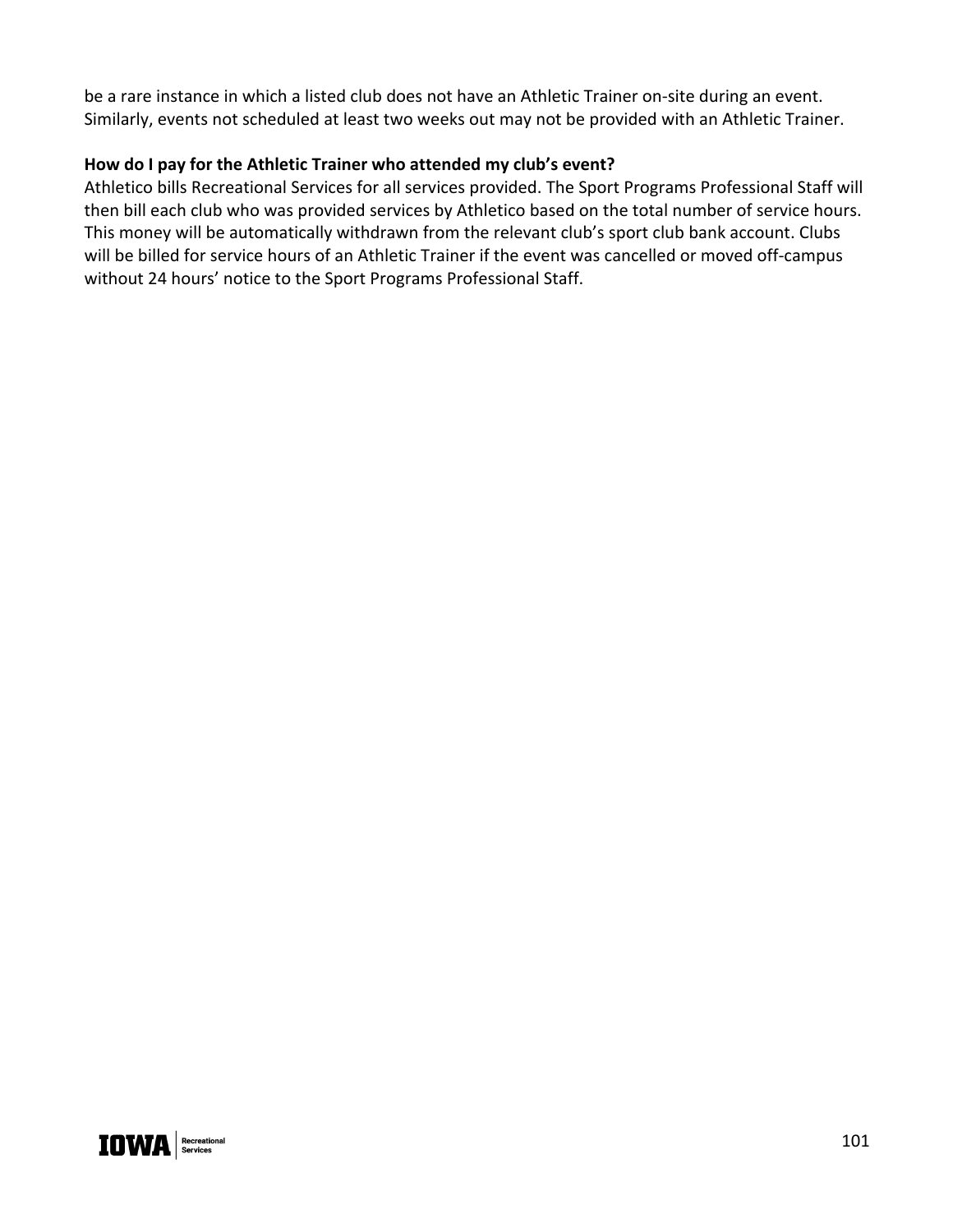be a rare instance in which a listed club does not have an Athletic Trainer on-site during an event. Similarly, events not scheduled at least two weeks out may not be provided with an Athletic Trainer.

**How do I pay for the Athletic Trainer who attended my club's event?**

Athletico bills Recreational Services for all services provided. The Sport Programs Professional Staff will then bill each club who was provided services by Athletico based on the total number of service hours. This money will be automatically withdrawn from the relevant club's sport club bank account. Clubs will be billed for service hours of an Athletic Trainer if the event was cancelled or moved off-campus without 24 hours' notice to the Sport Programs Professional Staff.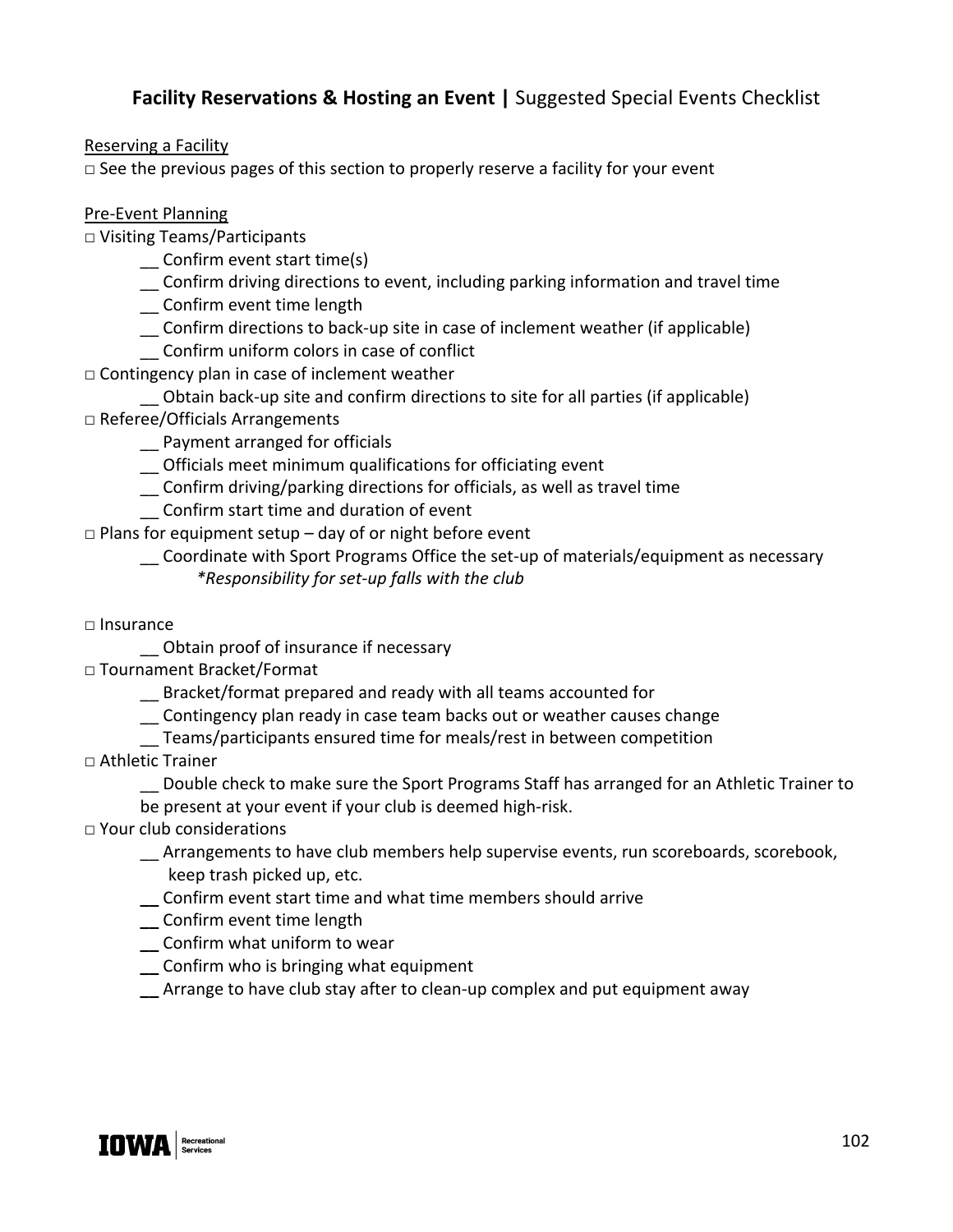## **Facility Reservations & Hosting an Event |** Suggested Special Events Checklist

Reserving a Facility

□ See the previous pages of this section to properly reserve a facility for your event

Pre-Event Planning

□ Visiting Teams/Participants

- __ Confirm event start time(s)
- __ Confirm driving directions to event, including parking information and travel time
- __ Confirm event time length
- __ Confirm directions to back-up site in case of inclement weather (if applicable)
- __ Confirm uniform colors in case of conflict

□ Contingency plan in case of inclement weather

- __ Obtain back-up site and confirm directions to site for all parties (if applicable)

□ Referee/Officials Arrangements

- __ Payment arranged for officials
- __ Officials meet minimum qualifications for officiating event
- __ Confirm driving/parking directions for officials, as well as travel time
- __ Confirm start time and duration of event

□ Plans for equipment setup – day of or night before event

- __ Coordinate with Sport Programs Office the set-up of materials/equipment as necessary
  *\*Responsibility for set-up falls with the club*

□ Insurance

- __ Obtain proof of insurance if necessary

□ Tournament Bracket/Format

- __ Bracket/format prepared and ready with all teams accounted for
- __ Contingency plan ready in case team backs out or weather causes change
- __ Teams/participants ensured time for meals/rest in between competition

□ Athletic Trainer

- __ Double check to make sure the Sport Programs Staff has arranged for an Athletic Trainer to be present at your event if your club is deemed high-risk.

□ Your club considerations

- __ Arrangements to have club members help supervise events, run scoreboards, scorebook, keep trash picked up, etc.
- __ Confirm event start time and what time members should arrive
- __ Confirm event time length
- __ Confirm what uniform to wear
- __ Confirm who is bringing what equipment
- __ Arrange to have club stay after to clean-up complex and put equipment away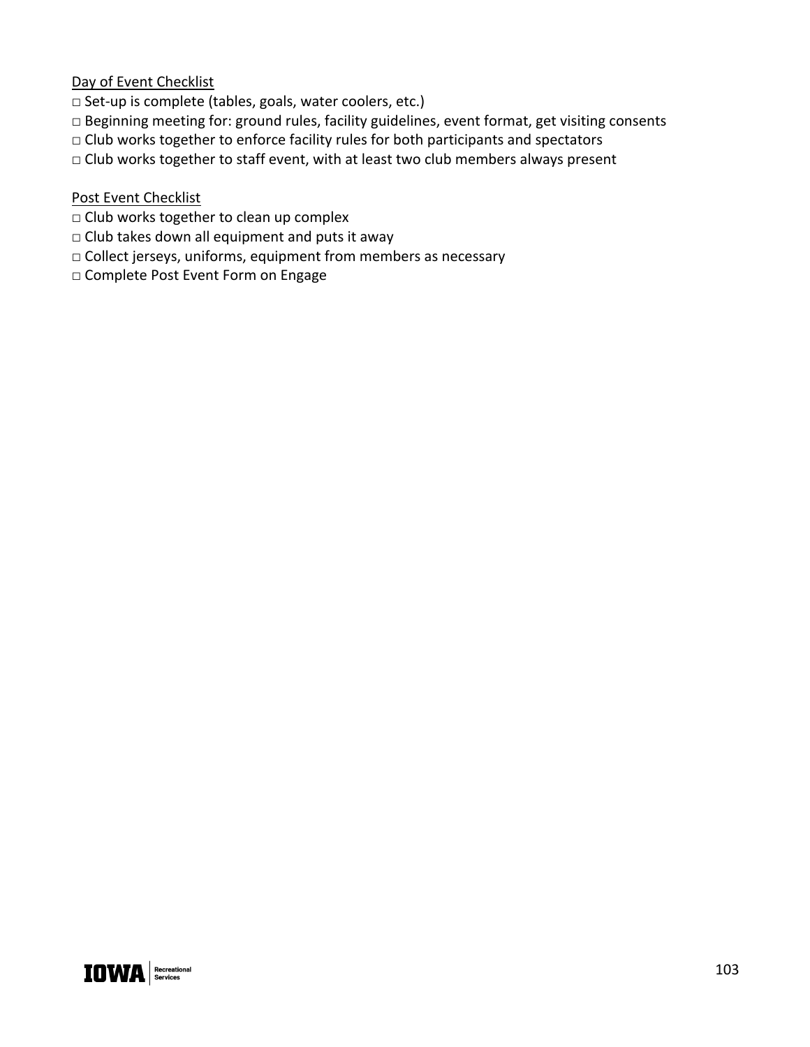Day of Event Checklist

□ Set-up is complete (tables, goals, water coolers, etc.)
□ Beginning meeting for: ground rules, facility guidelines, event format, get visiting consents
□ Club works together to enforce facility rules for both participants and spectators
□ Club works together to staff event, with at least two club members always present

Post Event Checklist

□ Club works together to clean up complex
□ Club takes down all equipment and puts it away
□ Collect jerseys, uniforms, equipment from members as necessary
□ Complete Post Event Form on Engage